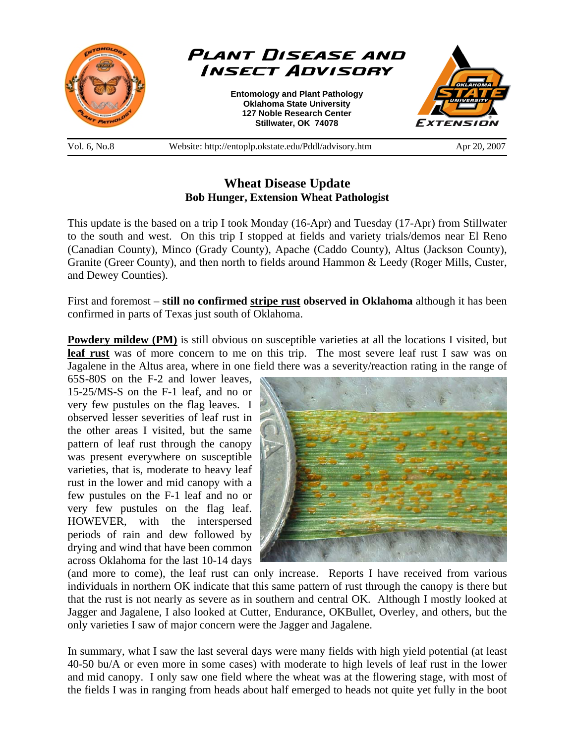# Plant Disease and Insect Advisory

**Entomology and Plant Pathology**
**Oklahoma State University**
**127 Noble Research Center**
**Stillwater, OK 74078**

Vol. 6, No.8 | Website: http://entoplp.okstate.edu/Pddl/advisory.htm | Apr 20, 2007

## Wheat Disease Update

**Bob Hunger, Extension Wheat Pathologist**

This update is the based on a trip I took Monday (16-Apr) and Tuesday (17-Apr) from Stillwater to the south and west. On this trip I stopped at fields and variety trials/demos near El Reno (Canadian County), Minco (Grady County), Apache (Caddo County), Altus (Jackson County), Granite (Greer County), and then north to fields around Hammon & Leedy (Roger Mills, Custer, and Dewey Counties).

First and foremost – **still no confirmed stripe rust observed in Oklahoma** although it has been confirmed in parts of Texas just south of Oklahoma.

**Powdery mildew (PM)** is still obvious on susceptible varieties at all the locations I visited, but **leaf rust** was of more concern to me on this trip. The most severe leaf rust I saw was on Jagalene in the Altus area, where in one field there was a severity/reaction rating in the range of 65S-80S on the F-2 and lower leaves, 15-25/MS-S on the F-1 leaf, and no or very few pustules on the flag leaves. I observed lesser severities of leaf rust in the other areas I visited, but the same pattern of leaf rust through the canopy was present everywhere on susceptible varieties, that is, moderate to heavy leaf rust in the lower and mid canopy with a few pustules on the F-1 leaf and no or very few pustules on the flag leaf. HOWEVER, with the interspersed periods of rain and dew followed by drying and wind that have been common across Oklahoma for the last 10-14 days (and more to come), the leaf rust can only increase. Reports I have received from various individuals in northern OK indicate that this same pattern of rust through the canopy is there but that the rust is not nearly as severe as in southern and central OK. Although I mostly looked at Jagger and Jagalene, I also looked at Cutter, Endurance, OKBullet, Overley, and others, but the only varieties I saw of major concern were the Jagger and Jagalene.

In summary, what I saw the last several days were many fields with high yield potential (at least 40-50 bu/A or even more in some cases) with moderate to high levels of leaf rust in the lower and mid canopy. I only saw one field where the wheat was at the flowering stage, with most of the fields I was in ranging from heads about half emerged to heads not quite yet fully in the boot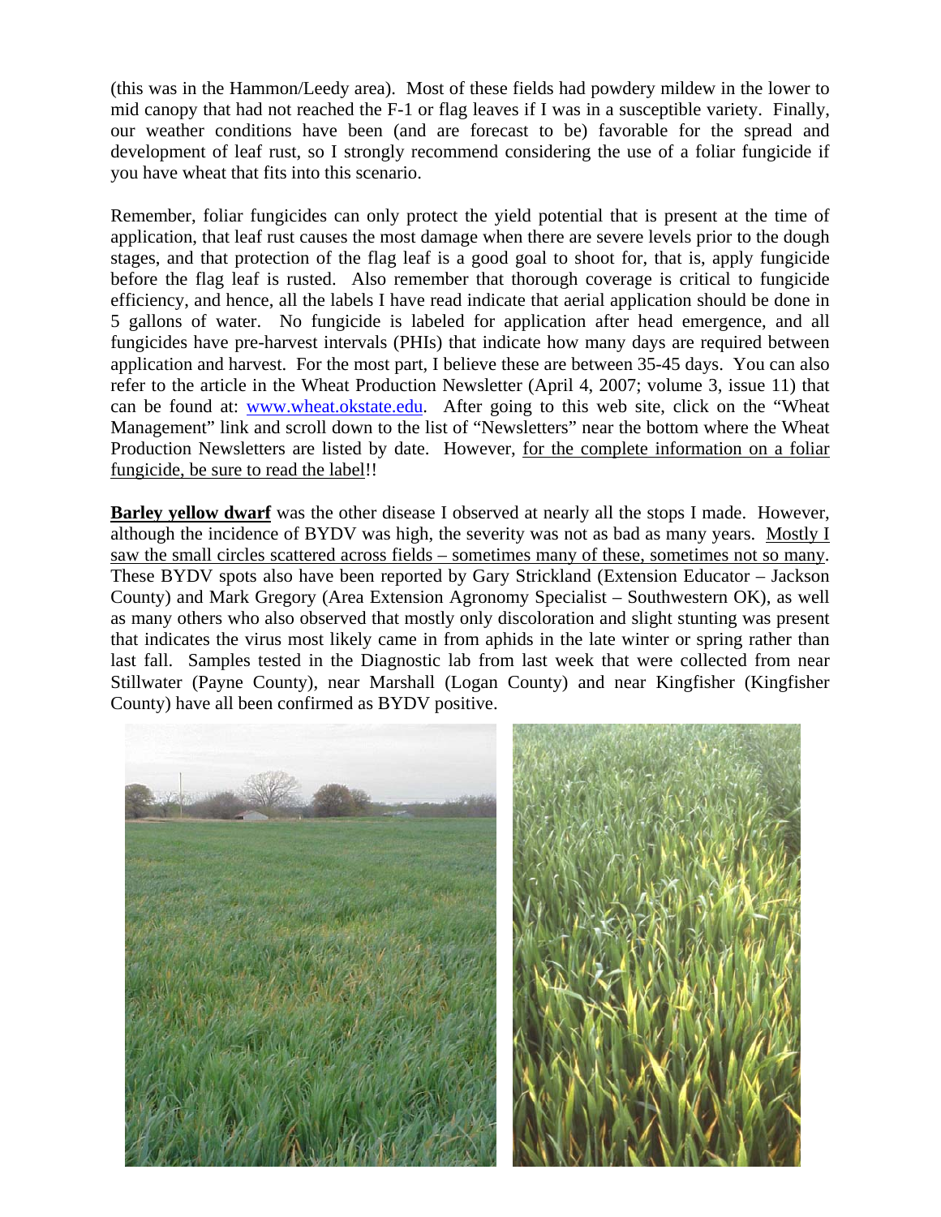(this was in the Hammon/Leedy area). Most of these fields had powdery mildew in the lower to mid canopy that had not reached the F-1 or flag leaves if I was in a susceptible variety. Finally, our weather conditions have been (and are forecast to be) favorable for the spread and development of leaf rust, so I strongly recommend considering the use of a foliar fungicide if you have wheat that fits into this scenario.

Remember, foliar fungicides can only protect the yield potential that is present at the time of application, that leaf rust causes the most damage when there are severe levels prior to the dough stages, and that protection of the flag leaf is a good goal to shoot for, that is, apply fungicide before the flag leaf is rusted. Also remember that thorough coverage is critical to fungicide efficiency, and hence, all the labels I have read indicate that aerial application should be done in 5 gallons of water. No fungicide is labeled for application after head emergence, and all fungicides have pre-harvest intervals (PHIs) that indicate how many days are required between application and harvest. For the most part, I believe these are between 35-45 days. You can also refer to the article in the Wheat Production Newsletter (April 4, 2007; volume 3, issue 11) that can be found at: www.wheat.okstate.edu. After going to this web site, click on the "Wheat Management" link and scroll down to the list of "Newsletters" near the bottom where the Wheat Production Newsletters are listed by date. However, <u>for the complete information on a foliar fungicide, be sure to read the label</u>!!

**<u>Barley yellow dwarf</u>** was the other disease I observed at nearly all the stops I made. However, although the incidence of BYDV was high, the severity was not as bad as many years. <u>Mostly I saw the small circles scattered across fields – sometimes many of these, sometimes not so many</u>. These BYDV spots also have been reported by Gary Strickland (Extension Educator – Jackson County) and Mark Gregory (Area Extension Agronomy Specialist – Southwestern OK), as well as many others who also observed that mostly only discoloration and slight stunting was present that indicates the virus most likely came in from aphids in the late winter or spring rather than last fall. Samples tested in the Diagnostic lab from last week that were collected from near Stillwater (Payne County), near Marshall (Logan County) and near Kingfisher (Kingfisher County) have all been confirmed as BYDV positive.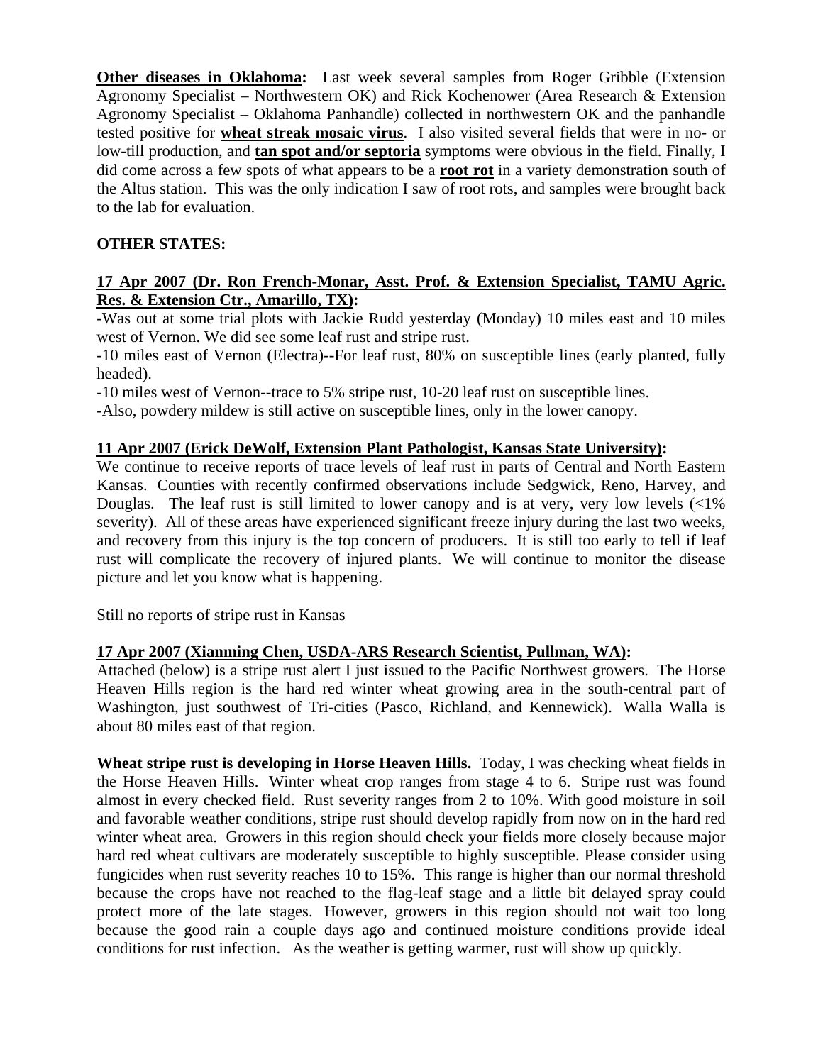**<u>Other diseases in Oklahoma</u>:** Last week several samples from Roger Gribble (Extension Agronomy Specialist – Northwestern OK) and Rick Kochenower (Area Research & Extension Agronomy Specialist – Oklahoma Panhandle) collected in northwestern OK and the panhandle tested positive for **<u>wheat streak mosaic virus</u>**. I also visited several fields that were in no- or low-till production, and **<u>tan spot and/or septoria</u>** symptoms were obvious in the field. Finally, I did come across a few spots of what appears to be a **<u>root rot</u>** in a variety demonstration south of the Altus station. This was the only indication I saw of root rots, and samples were brought back to the lab for evaluation.

**OTHER STATES:**

**<u>17 Apr 2007 (Dr. Ron French-Monar, Asst. Prof. & Extension Specialist, TAMU Agric. Res. & Extension Ctr., Amarillo, TX)</u>:**

-Was out at some trial plots with Jackie Rudd yesterday (Monday) 10 miles east and 10 miles west of Vernon. We did see some leaf rust and stripe rust.

-10 miles east of Vernon (Electra)--For leaf rust, 80% on susceptible lines (early planted, fully headed).

-10 miles west of Vernon--trace to 5% stripe rust, 10-20 leaf rust on susceptible lines.

-Also, powdery mildew is still active on susceptible lines, only in the lower canopy.

**<u>11 Apr 2007 (Erick DeWolf, Extension Plant Pathologist, Kansas State University)</u>:**

We continue to receive reports of trace levels of leaf rust in parts of Central and North Eastern Kansas. Counties with recently confirmed observations include Sedgwick, Reno, Harvey, and Douglas. The leaf rust is still limited to lower canopy and is at very, very low levels (<1% severity). All of these areas have experienced significant freeze injury during the last two weeks, and recovery from this injury is the top concern of producers. It is still too early to tell if leaf rust will complicate the recovery of injured plants. We will continue to monitor the disease picture and let you know what is happening.

Still no reports of stripe rust in Kansas

**<u>17 Apr 2007 (Xianming Chen, USDA-ARS Research Scientist, Pullman, WA)</u>:**

Attached (below) is a stripe rust alert I just issued to the Pacific Northwest growers. The Horse Heaven Hills region is the hard red winter wheat growing area in the south-central part of Washington, just southwest of Tri-cities (Pasco, Richland, and Kennewick). Walla Walla is about 80 miles east of that region.

**Wheat stripe rust is developing in Horse Heaven Hills.** Today, I was checking wheat fields in the Horse Heaven Hills. Winter wheat crop ranges from stage 4 to 6. Stripe rust was found almost in every checked field. Rust severity ranges from 2 to 10%. With good moisture in soil and favorable weather conditions, stripe rust should develop rapidly from now on in the hard red winter wheat area. Growers in this region should check your fields more closely because major hard red wheat cultivars are moderately susceptible to highly susceptible. Please consider using fungicides when rust severity reaches 10 to 15%. This range is higher than our normal threshold because the crops have not reached to the flag-leaf stage and a little bit delayed spray could protect more of the late stages. However, growers in this region should not wait too long because the good rain a couple days ago and continued moisture conditions provide ideal conditions for rust infection. As the weather is getting warmer, rust will show up quickly.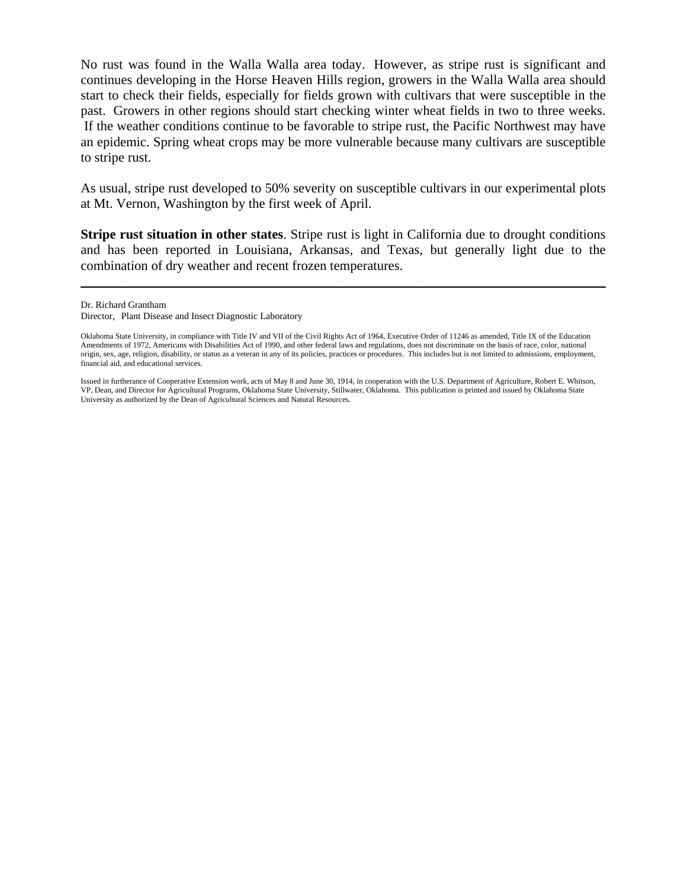No rust was found in the Walla Walla area today. However, as stripe rust is significant and continues developing in the Horse Heaven Hills region, growers in the Walla Walla area should start to check their fields, especially for fields grown with cultivars that were susceptible in the past. Growers in other regions should start checking winter wheat fields in two to three weeks. If the weather conditions continue to be favorable to stripe rust, the Pacific Northwest may have an epidemic. Spring wheat crops may be more vulnerable because many cultivars are susceptible to stripe rust.

As usual, stripe rust developed to 50% severity on susceptible cultivars in our experimental plots at Mt. Vernon, Washington by the first week of April.

**Stripe rust situation in other states**. Stripe rust is light in California due to drought conditions and has been reported in Louisiana, Arkansas, and Texas, but generally light due to the combination of dry weather and recent frozen temperatures.

---

Dr. Richard Grantham
Director, Plant Disease and Insect Diagnostic Laboratory

Oklahoma State University, in compliance with Title IV and VII of the Civil Rights Act of 1964, Executive Order of 11246 as amended, Title IX of the Education Amendments of 1972, Americans with Disabilities Act of 1990, and other federal laws and regulations, does not discriminate on the basis of race, color, national origin, sex, age, religion, disability, or status as a veteran in any of its policies, practices or procedures. This includes but is not limited to admissions, employment, financial aid, and educational services.

Issued in furtherance of Cooperative Extension work, acts of May 8 and June 30, 1914, in cooperation with the U.S. Department of Agriculture, Robert E. Whitson, VP, Dean, and Director for Agricultural Programs, Oklahoma State University, Stillwater, Oklahoma. This publication is printed and issued by Oklahoma State University as authorized by the Dean of Agricultural Sciences and Natural Resources.